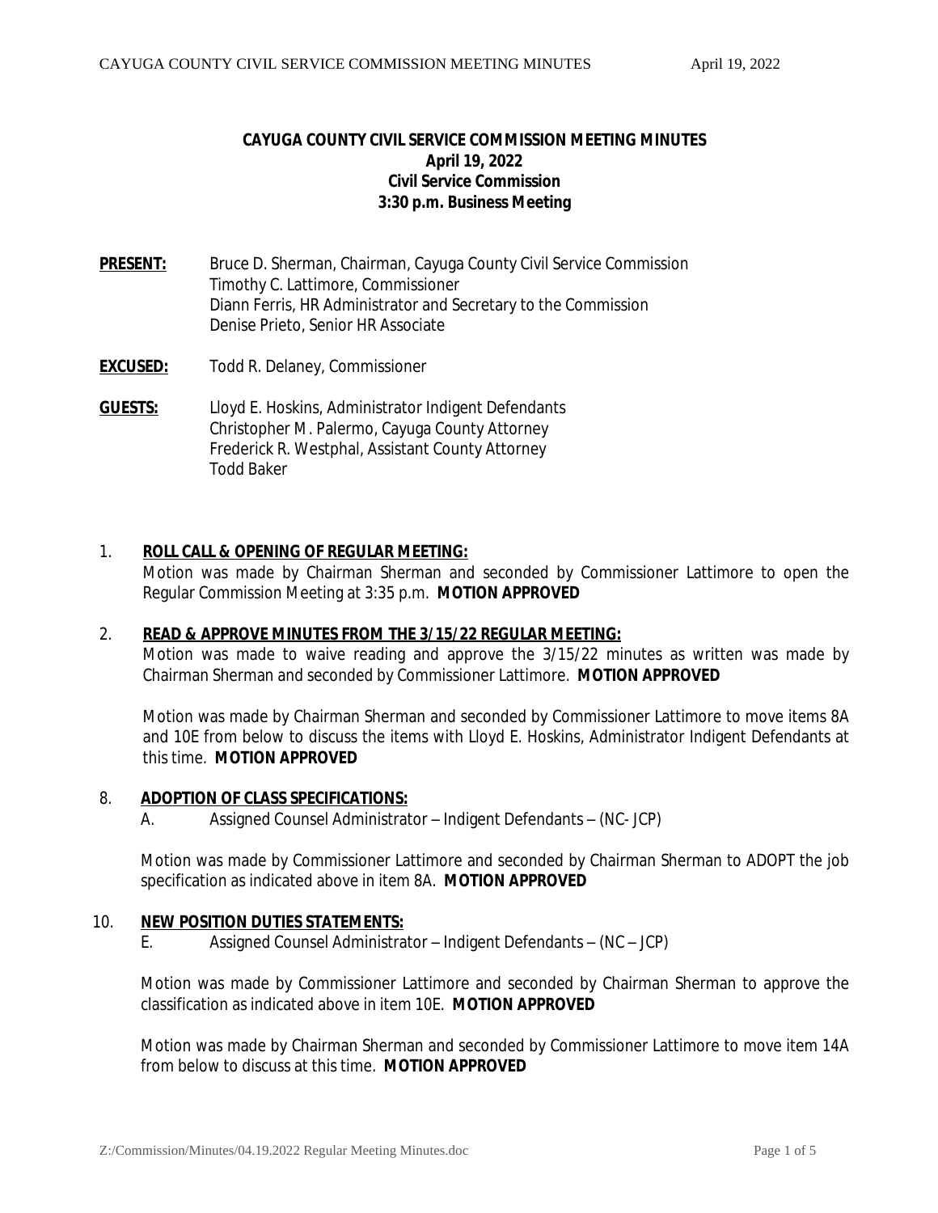**CAYUGA COUNTY CIVIL SERVICE COMMISSION MEETING MINUTES**
**April 19, 2022**
**Civil Service Commission**
**3:30 p.m. Business Meeting**

**PRESENT:** Bruce D. Sherman, Chairman, Cayuga County Civil Service Commission
Timothy C. Lattimore, Commissioner
Diann Ferris, HR Administrator and Secretary to the Commission
Denise Prieto, Senior HR Associate

**EXCUSED:** Todd R. Delaney, Commissioner

**GUESTS:** Lloyd E. Hoskins, Administrator Indigent Defendants
Christopher M. Palermo, Cayuga County Attorney
Frederick R. Westphal, Assistant County Attorney
Todd Baker

1. **ROLL CALL & OPENING OF REGULAR MEETING:**
   Motion was made by Chairman Sherman and seconded by Commissioner Lattimore to open the Regular Commission Meeting at 3:35 p.m. **MOTION APPROVED**

2. **READ & APPROVE MINUTES FROM THE 3/15/22 REGULAR MEETING:**
   Motion was made to waive reading and approve the 3/15/22 minutes as written was made by Chairman Sherman and seconded by Commissioner Lattimore. **MOTION APPROVED**

   Motion was made by Chairman Sherman and seconded by Commissioner Lattimore to move items 8A and 10E from below to discuss the items with Lloyd E. Hoskins, Administrator Indigent Defendants at this time. **MOTION APPROVED**

8. **ADOPTION OF CLASS SPECIFICATIONS:**
   A. Assigned Counsel Administrator – Indigent Defendants – (NC- JCP)

   Motion was made by Commissioner Lattimore and seconded by Chairman Sherman to ADOPT the job specification as indicated above in item 8A. **MOTION APPROVED**

10. **NEW POSITION DUTIES STATEMENTS:**
    E. Assigned Counsel Administrator – Indigent Defendants – (NC – JCP)

    Motion was made by Commissioner Lattimore and seconded by Chairman Sherman to approve the classification as indicated above in item 10E. **MOTION APPROVED**

    Motion was made by Chairman Sherman and seconded by Commissioner Lattimore to move item 14A from below to discuss at this time. **MOTION APPROVED**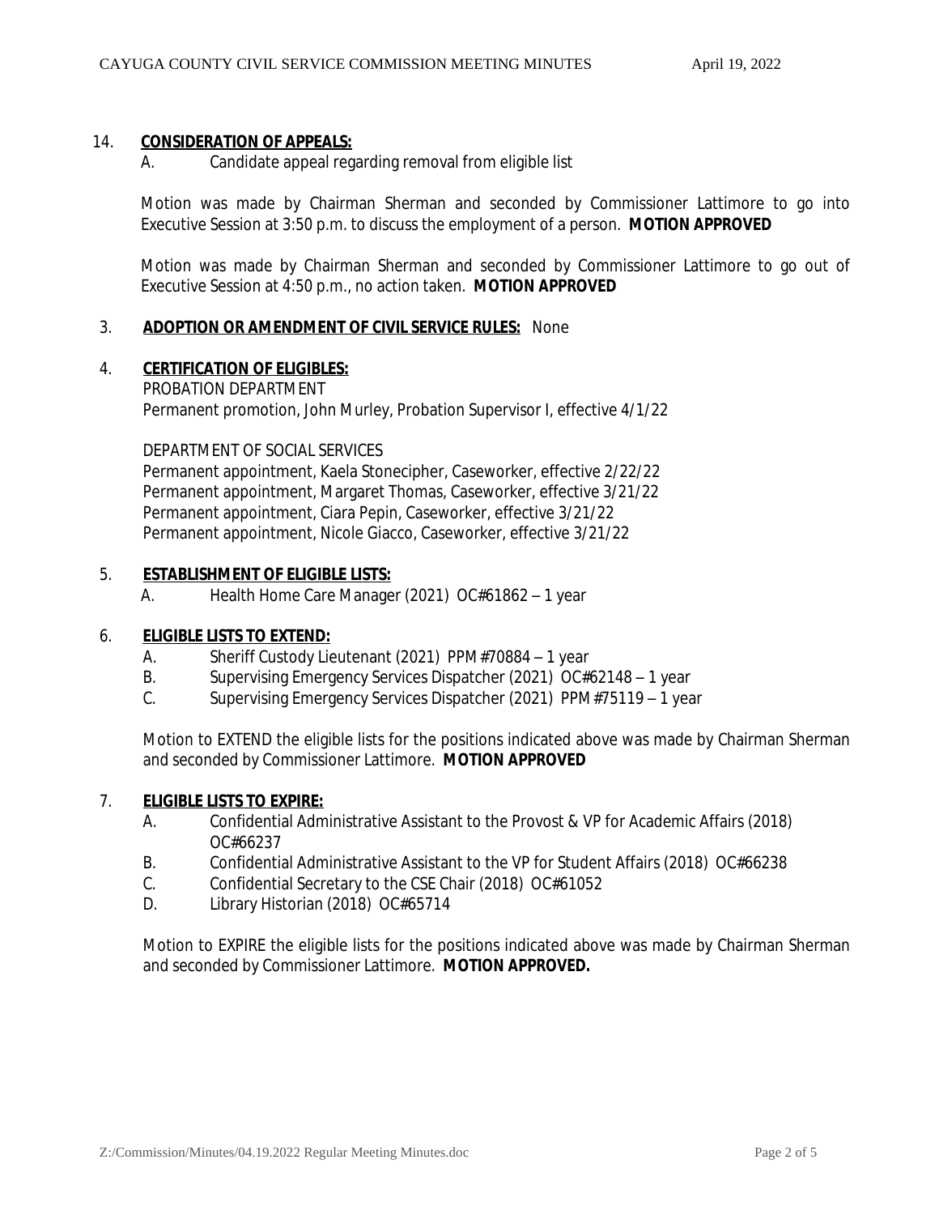14. **CONSIDERATION OF APPEALS:**

 A. Candidate appeal regarding removal from eligible list

 Motion was made by Chairman Sherman and seconded by Commissioner Lattimore to go into Executive Session at 3:50 p.m. to discuss the employment of a person. **MOTION APPROVED**

 Motion was made by Chairman Sherman and seconded by Commissioner Lattimore to go out of Executive Session at 4:50 p.m., no action taken. **MOTION APPROVED**

3. **ADOPTION OR AMENDMENT OF CIVIL SERVICE RULES:** None

4. **CERTIFICATION OF ELIGIBLES:**

 PROBATION DEPARTMENT
 Permanent promotion, John Murley, Probation Supervisor I, effective 4/1/22

 DEPARTMENT OF SOCIAL SERVICES
 Permanent appointment, Kaela Stonecipher, Caseworker, effective 2/22/22
 Permanent appointment, Margaret Thomas, Caseworker, effective 3/21/22
 Permanent appointment, Ciara Pepin, Caseworker, effective 3/21/22
 Permanent appointment, Nicole Giacco, Caseworker, effective 3/21/22

5. **ESTABLISHMENT OF ELIGIBLE LISTS:**

 A. Health Home Care Manager (2021) OC#61862 – 1 year

6. **ELIGIBLE LISTS TO EXTEND:**

 A. Sheriff Custody Lieutenant (2021) PPM#70884 – 1 year
 B. Supervising Emergency Services Dispatcher (2021) OC#62148 – 1 year
 C. Supervising Emergency Services Dispatcher (2021) PPM#75119 – 1 year

 Motion to EXTEND the eligible lists for the positions indicated above was made by Chairman Sherman and seconded by Commissioner Lattimore. **MOTION APPROVED**

7. **ELIGIBLE LISTS TO EXPIRE:**

 A. Confidential Administrative Assistant to the Provost & VP for Academic Affairs (2018) OC#66237
 B. Confidential Administrative Assistant to the VP for Student Affairs (2018) OC#66238
 C. Confidential Secretary to the CSE Chair (2018) OC#61052
 D. Library Historian (2018) OC#65714

 Motion to EXPIRE the eligible lists for the positions indicated above was made by Chairman Sherman and seconded by Commissioner Lattimore. **MOTION APPROVED.**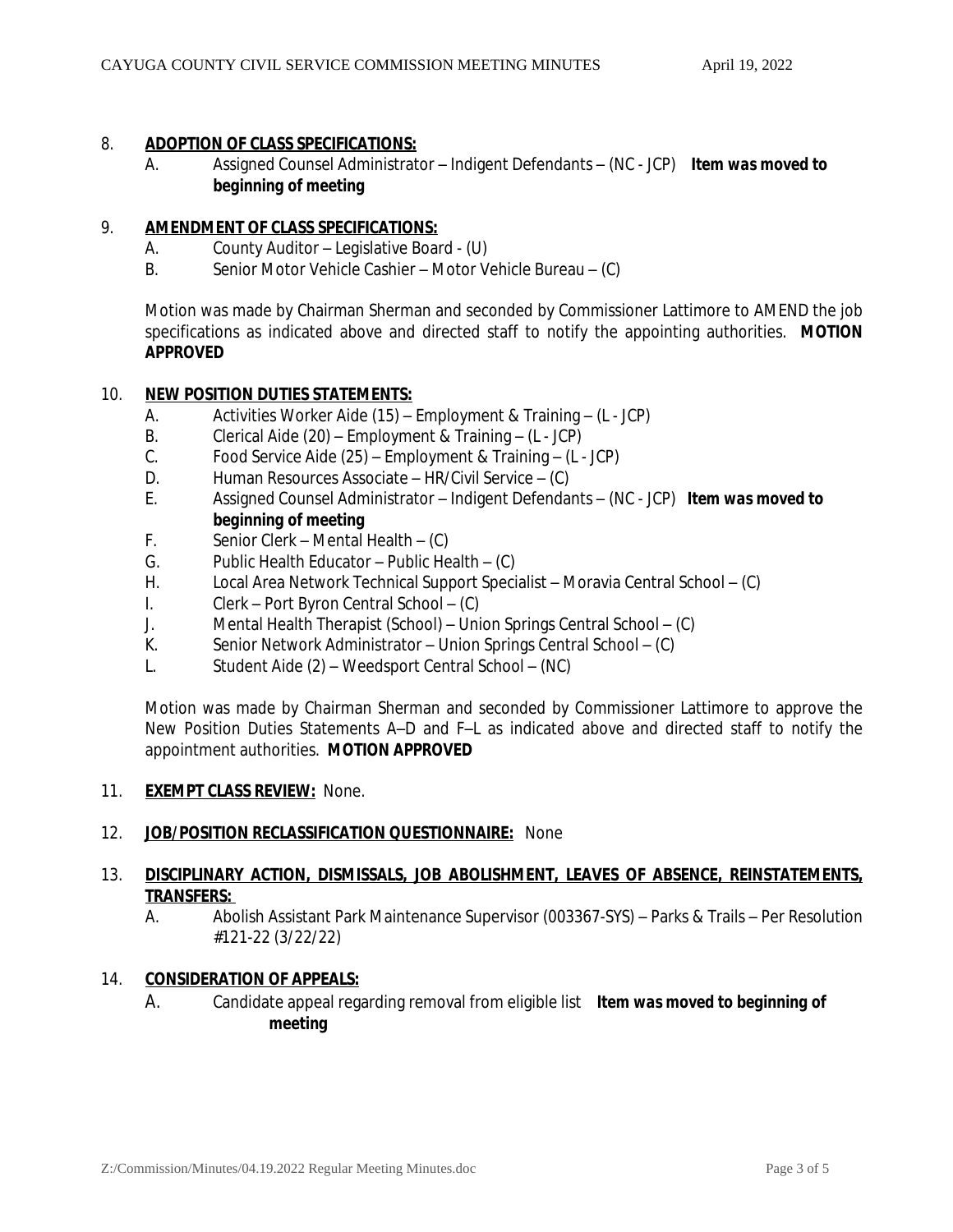8. **ADOPTION OF CLASS SPECIFICATIONS:**
   - A. Assigned Counsel Administrator – Indigent Defendants – (NC - JCP) **Item was moved to beginning of meeting**

9. **AMENDMENT OF CLASS SPECIFICATIONS:**
   - A. County Auditor – Legislative Board - (U)
   - B. Senior Motor Vehicle Cashier – Motor Vehicle Bureau – (C)

   Motion was made by Chairman Sherman and seconded by Commissioner Lattimore to AMEND the job specifications as indicated above and directed staff to notify the appointing authorities. **MOTION APPROVED**

10. **NEW POSITION DUTIES STATEMENTS:**
    - A. Activities Worker Aide (15) – Employment & Training – (L - JCP)
    - B. Clerical Aide (20) – Employment & Training – (L - JCP)
    - C. Food Service Aide (25) – Employment & Training – (L - JCP)
    - D. Human Resources Associate – HR/Civil Service – (C)
    - E. Assigned Counsel Administrator – Indigent Defendants – (NC - JCP) **Item was moved to beginning of meeting**
    - F. Senior Clerk – Mental Health – (C)
    - G. Public Health Educator – Public Health – (C)
    - H. Local Area Network Technical Support Specialist – Moravia Central School – (C)
    - I. Clerk – Port Byron Central School – (C)
    - J. Mental Health Therapist (School) – Union Springs Central School – (C)
    - K. Senior Network Administrator – Union Springs Central School – (C)
    - L. Student Aide (2) – Weedsport Central School – (NC)

    Motion was made by Chairman Sherman and seconded by Commissioner Lattimore to approve the New Position Duties Statements A–D and F–L as indicated above and directed staff to notify the appointment authorities. **MOTION APPROVED**

11. **EXEMPT CLASS REVIEW:** None.

12. **JOB/POSITION RECLASSIFICATION QUESTIONNAIRE:** None

13. **DISCIPLINARY ACTION, DISMISSALS, JOB ABOLISHMENT, LEAVES OF ABSENCE, REINSTATEMENTS, TRANSFERS:**
    - A. Abolish Assistant Park Maintenance Supervisor (003367-SYS) – Parks & Trails – Per Resolution #121-22 (3/22/22)

14. **CONSIDERATION OF APPEALS:**
    - A. Candidate appeal regarding removal from eligible list **Item was moved to beginning of meeting**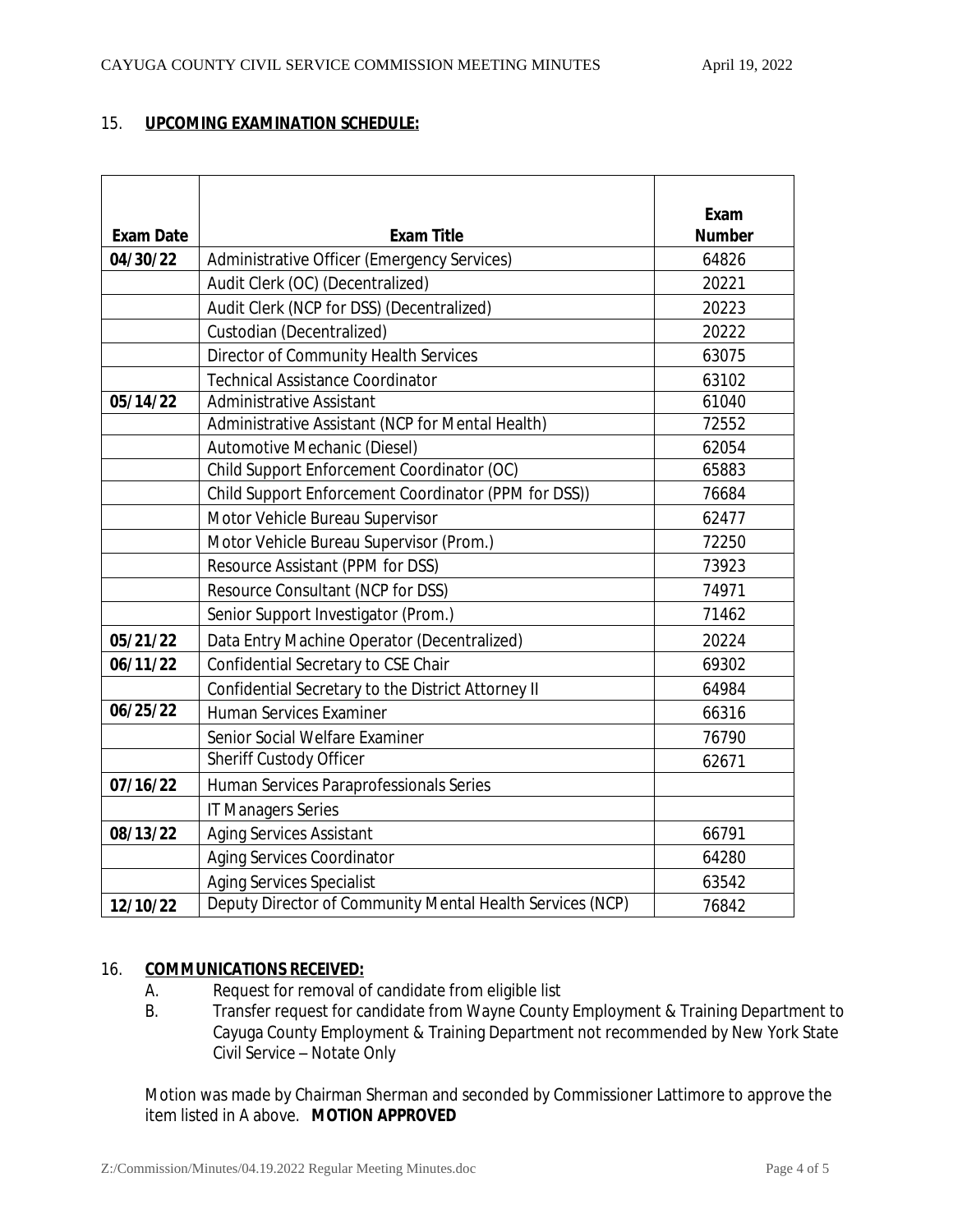15. **UPCOMING EXAMINATION SCHEDULE:**

| Exam Date | Exam Title | Exam Number |
|---|---|---|
| **04/30/22** | Administrative Officer (Emergency Services) | 64826 |
| | Audit Clerk (OC) (Decentralized) | 20221 |
| | Audit Clerk (NCP for DSS) (Decentralized) | 20223 |
| | Custodian (Decentralized) | 20222 |
| | Director of Community Health Services | 63075 |
| | Technical Assistance Coordinator | 63102 |
| **05/14/22** | Administrative Assistant | 61040 |
| | Administrative Assistant (NCP for Mental Health) | 72552 |
| | Automotive Mechanic (Diesel) | 62054 |
| | Child Support Enforcement Coordinator (OC) | 65883 |
| | Child Support Enforcement Coordinator (PPM for DSS)) | 76684 |
| | Motor Vehicle Bureau Supervisor | 62477 |
| | Motor Vehicle Bureau Supervisor (Prom.) | 72250 |
| | Resource Assistant (PPM for DSS) | 73923 |
| | Resource Consultant (NCP for DSS) | 74971 |
| | Senior Support Investigator (Prom.) | 71462 |
| **05/21/22** | Data Entry Machine Operator (Decentralized) | 20224 |
| **06/11/22** | Confidential Secretary to CSE Chair | 69302 |
| | Confidential Secretary to the District Attorney II | 64984 |
| **06/25/22** | Human Services Examiner | 66316 |
| | Senior Social Welfare Examiner | 76790 |
| | Sheriff Custody Officer | 62671 |
| **07/16/22** | Human Services Paraprofessionals Series | |
| | IT Managers Series | |
| **08/13/22** | Aging Services Assistant | 66791 |
| | Aging Services Coordinator | 64280 |
| | Aging Services Specialist | 63542 |
| **12/10/22** | Deputy Director of Community Mental Health Services (NCP) | 76842 |

16. **COMMUNICATIONS RECEIVED:**

A. Request for removal of candidate from eligible list

B. Transfer request for candidate from Wayne County Employment & Training Department to Cayuga County Employment & Training Department not recommended by New York State Civil Service – Notate Only

Motion was made by Chairman Sherman and seconded by Commissioner Lattimore to approve the item listed in A above. **MOTION APPROVED**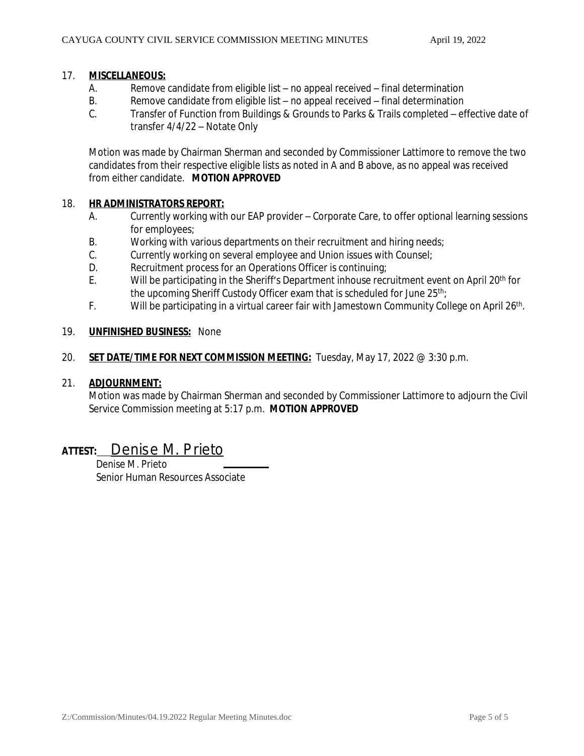17. **MISCELLANEOUS:**
    - A. Remove candidate from eligible list – no appeal received – final determination
    - B. Remove candidate from eligible list – no appeal received – final determination
    - C. Transfer of Function from Buildings & Grounds to Parks & Trails completed – effective date of transfer 4/4/22 – Notate Only

    Motion was made by Chairman Sherman and seconded by Commissioner Lattimore to remove the two candidates from their respective eligible lists as noted in A and B above, as no appeal was received from either candidate. **MOTION APPROVED**

18. **HR ADMINISTRATORS REPORT:**
    - A. Currently working with our EAP provider – Corporate Care, to offer optional learning sessions for employees;
    - B. Working with various departments on their recruitment and hiring needs;
    - C. Currently working on several employee and Union issues with Counsel;
    - D. Recruitment process for an Operations Officer is continuing;
    - E. Will be participating in the Sheriff's Department inhouse recruitment event on April 20th for the upcoming Sheriff Custody Officer exam that is scheduled for June 25th;
    - F. Will be participating in a virtual career fair with Jamestown Community College on April 26th.

19. **UNFINISHED BUSINESS:** None

20. **SET DATE/TIME FOR NEXT COMMISSION MEETING:** Tuesday, May 17, 2022 @ 3:30 p.m.

21. **ADJOURNMENT:**
    Motion was made by Chairman Sherman and seconded by Commissioner Lattimore to adjourn the Civil Service Commission meeting at 5:17 p.m. **MOTION APPROVED**

**ATTEST:** Denise M. Prieto

Denise M. Prieto
Senior Human Resources Associate

Z:/Commission/Minutes/04.19.2022 Regular Meeting Minutes.doc